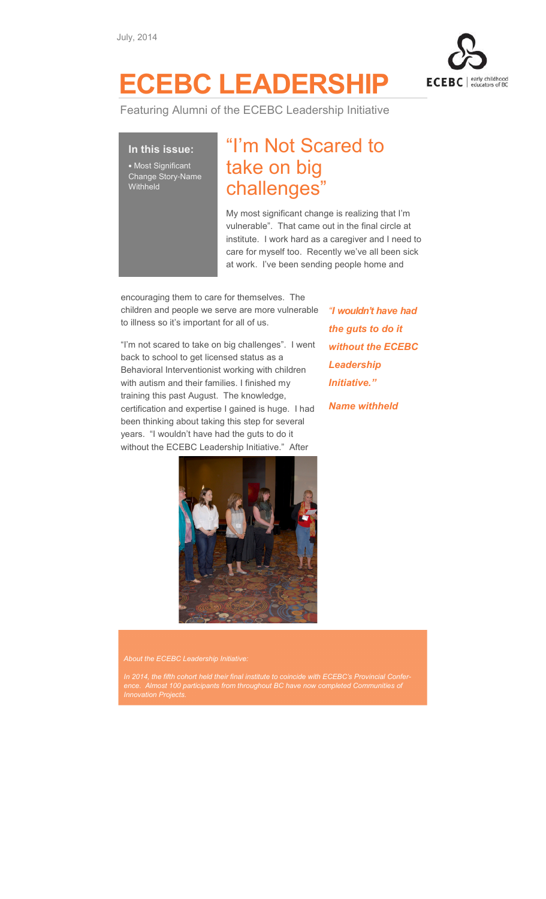July, 2014

# ECEBC LEADERSHIP

Featuring Alumni of the ECEBC Leadership Initiative

**In this issue:**

- Most Significant Change Story-Name Withheld

## "I'm Not Scared to take on big challenges"

My most significant change is realizing that I'm vulnerable". That came out in the final circle at institute. I work hard as a caregiver and I need to care for myself too. Recently we've all been sick at work. I've been sending people home and encouraging them to care for themselves. The children and people we serve are more vulnerable to illness so it's important for all of us.

"I'm not scared to take on big challenges". I went back to school to get licensed status as a Behavioral Interventionist working with children with autism and their families. I finished my training this past August. The knowledge, certification and expertise I gained is huge. I had been thinking about taking this step for several years. "I wouldn't have had the guts to do it without the ECEBC Leadership Initiative." After

***"I wouldn't have had the guts to do it without the ECEBC Leadership Initiative."***

***Name withheld***

*About the ECEBC Leadership Initiative:*

*In 2014, the fifth cohort held their final institute to coincide with ECEBC's Provincial Conference. Almost 100 participants from throughout BC have now completed Communities of Innovation Projects.*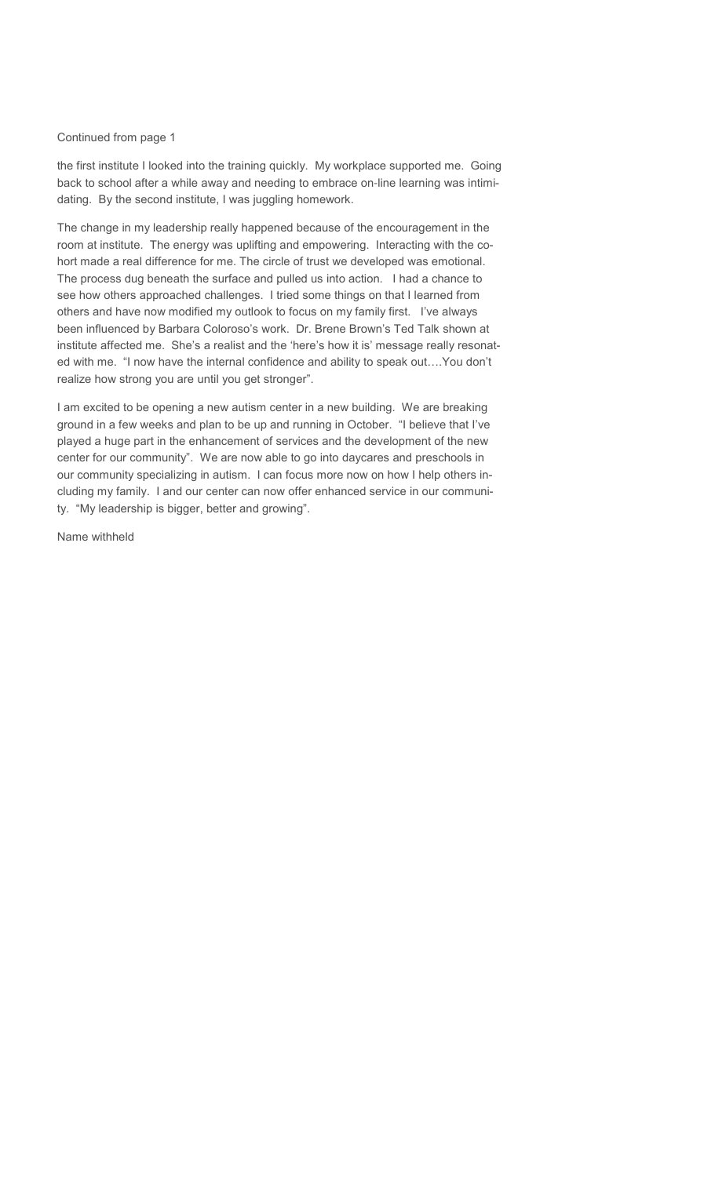Continued from page 1

the first institute I looked into the training quickly. My workplace supported me. Going back to school after a while away and needing to embrace on-line learning was intimidating. By the second institute, I was juggling homework.

The change in my leadership really happened because of the encouragement in the room at institute. The energy was uplifting and empowering. Interacting with the cohort made a real difference for me. The circle of trust we developed was emotional. The process dug beneath the surface and pulled us into action. I had a chance to see how others approached challenges. I tried some things on that I learned from others and have now modified my outlook to focus on my family first. I've always been influenced by Barbara Coloroso's work. Dr. Brene Brown's Ted Talk shown at institute affected me. She's a realist and the 'here's how it is' message really resonated with me. "I now have the internal confidence and ability to speak out….You don't realize how strong you are until you get stronger".

I am excited to be opening a new autism center in a new building. We are breaking ground in a few weeks and plan to be up and running in October. "I believe that I've played a huge part in the enhancement of services and the development of the new center for our community". We are now able to go into daycares and preschools in our community specializing in autism. I can focus more now on how I help others including my family. I and our center can now offer enhanced service in our community. "My leadership is bigger, better and growing".

Name withheld